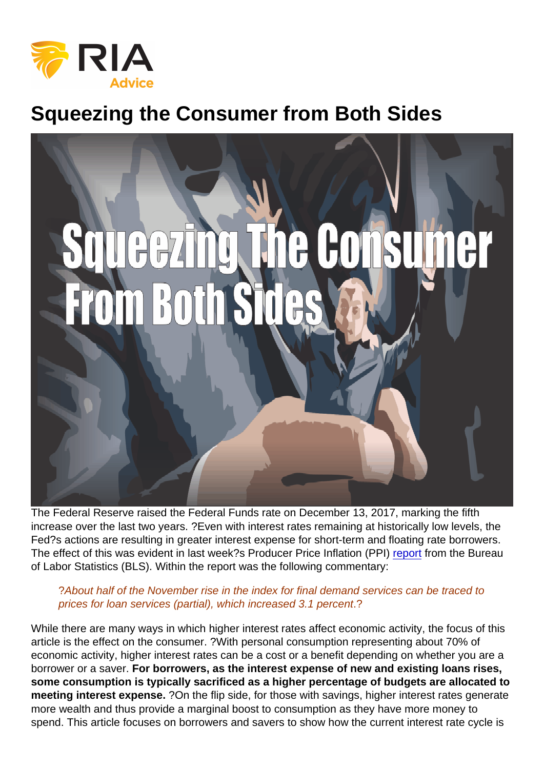# Squeezing the Consumer from Both Sides

The Federal Reserve raised the Federal Funds rate on December 13, 2017, marking the fifth increase over the last two years. ?Even with interest rates remaining at historically low levels, the Fed?s actions are resulting in greater interest expense for short-term and floating rate borrowers. The effect of this was evident in last week?s Producer Price Inflation (PPI) report from the Bureau of Labor Statistics (BLS). Within the report was the following commentary:

> ?*About half of the November rise in the index for final demand services can be traced to prices for loan services (partial), which increased 3.1 percent*.?

While there are many ways in which higher interest rates affect economic activity, the focus of this article is the effect on the consumer. ?With personal consumption representing about 70% of economic activity, higher interest rates can be a cost or a benefit depending on whether you are a borrower or a saver. **For borrowers, as the interest expense of new and existing loans rises, some consumption is typically sacrificed as a higher percentage of budgets are allocated to meeting interest expense.** ?On the flip side, for those with savings, higher interest rates generate more wealth and thus provide a marginal boost to consumption as they have more money to spend. This article focuses on borrowers and savers to show how the current interest rate cycle is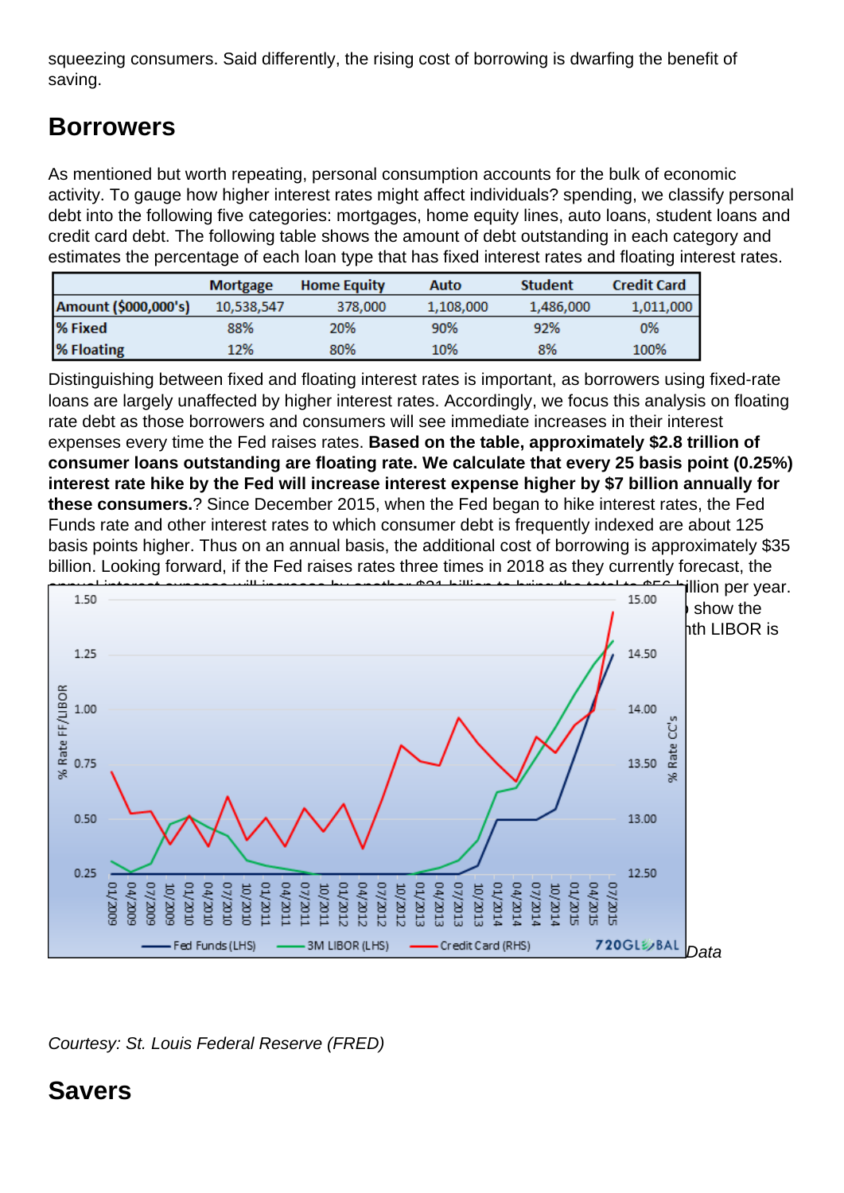squeezing consumers. Said differently, the rising cost of borrowing is dwarfing the benefit of saving.

## Borrowers

As mentioned but worth repeating, personal consumption accounts for the bulk of economic activity. To gauge how higher interest rates might affect individuals? spending, we classify personal debt into the following five categories: mortgages, home equity lines, auto loans, student loans and credit card debt. The following table shows the amount of debt outstanding in each category and estimates the percentage of each loan type that has fixed interest rates and floating interest rates.

| | Mortgage | Home Equity | Auto | Student | Credit Card |
|---|---|---|---|---|---|
| Amount ($000,000's) | 10,538,547 | 378,000 | 1,108,000 | 1,486,000 | 1,011,000 |
| % Fixed | 88% | 20% | 90% | 92% | 0% |
| % Floating | 12% | 80% | 10% | 8% | 100% |

Distinguishing between fixed and floating interest rates is important, as borrowers using fixed-rate loans are largely unaffected by higher interest rates. Accordingly, we focus this analysis on floating rate debt as those borrowers and consumers will see immediate increases in their interest expenses every time the Fed raises rates. **Based on the table, approximately $2.8 trillion of consumer loans outstanding are floating rate. We calculate that every 25 basis point (0.25%) interest rate hike by the Fed will increase interest expense higher by $7 billion annually for these consumers.**? Since December 2015, when the Fed began to hike interest rates, the Fed Funds rate and other interest rates to which consumer debt is frequently indexed are about 125 basis points higher. Thus on an annual basis, the additional cost of borrowing is approximately $35 billion. Looking forward, if the Fed raises rates three times in 2018 as they currently forecast, the annual interest expense will increase by another $21 billion to bring the total to $56 billion per year. ... show the ... nth LIBOR is ... Data

*Courtesy: St. Louis Federal Reserve (FRED)*

## Savers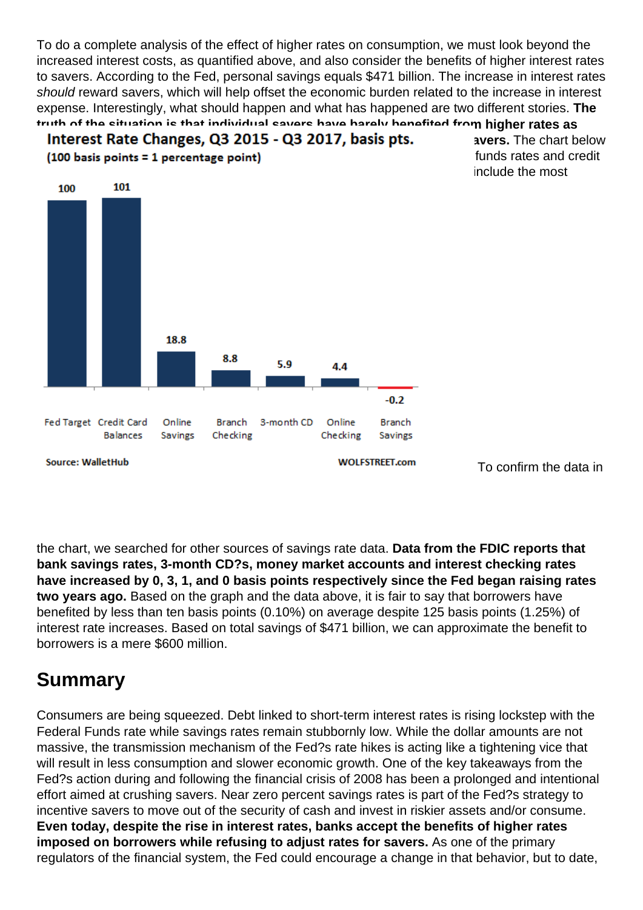To do a complete analysis of the effect of higher rates on consumption, we must look beyond the increased interest costs, as quantified above, and also consider the benefits of higher interest rates to savers. According to the Fed, personal savings equals $471 billion. The increase in interest rates *should* reward savers, which will help offset the economic burden related to the increase in interest expense. Interestingly, what should happen and what has happened are two different stories. **The truth of the situation is that individual savers have barely benefited from higher rates as** ... **avers.** The chart below ... funds rates and credit ... include the most

**Interest Rate Changes, Q3 2015 - Q3 2017, basis pts.**
**(100 basis points = 1 percentage point)**

| Fed Target | Credit Card Balances | Online Savings | Branch Checking | 3-month CD | Online Checking | Branch Savings |
|---|---|---|---|---|---|---|
| 100 | 101 | 18.8 | 8.8 | 5.9 | 4.4 | -0.2 |

Source: WalletHub — WOLFSTREET.com

To confirm the data in the chart, we searched for other sources of savings rate data. **Data from the FDIC reports that bank savings rates, 3-month CD?s, money market accounts and interest checking rates have increased by 0, 3, 1, and 0 basis points respectively since the Fed began raising rates two years ago.** Based on the graph and the data above, it is fair to say that borrowers have benefited by less than ten basis points (0.10%) on average despite 125 basis points (1.25%) of interest rate increases. Based on total savings of $471 billion, we can approximate the benefit to borrowers is a mere $600 million.

## Summary

Consumers are being squeezed. Debt linked to short-term interest rates is rising lockstep with the Federal Funds rate while savings rates remain stubbornly low. While the dollar amounts are not massive, the transmission mechanism of the Fed?s rate hikes is acting like a tightening vice that will result in less consumption and slower economic growth. One of the key takeaways from the Fed?s action during and following the financial crisis of 2008 has been a prolonged and intentional effort aimed at crushing savers. Near zero percent savings rates is part of the Fed?s strategy to incentive savers to move out of the security of cash and invest in riskier assets and/or consume. **Even today, despite the rise in interest rates, banks accept the benefits of higher rates imposed on borrowers while refusing to adjust rates for savers.** As one of the primary regulators of the financial system, the Fed could encourage a change in that behavior, but to date,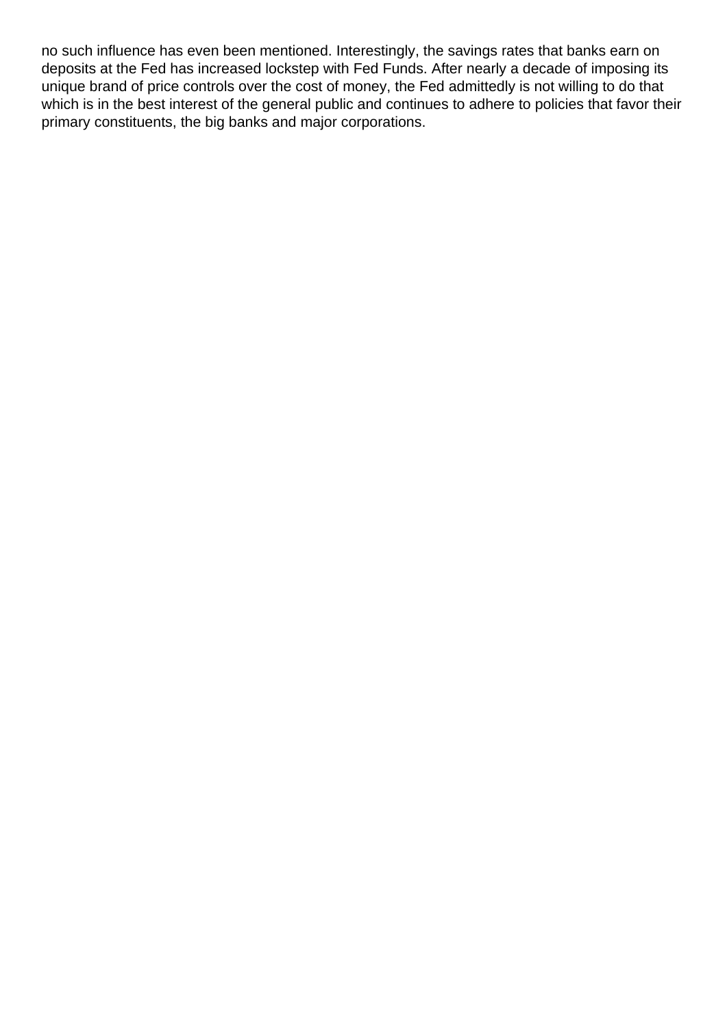no such influence has even been mentioned. Interestingly, the savings rates that banks earn on deposits at the Fed has increased lockstep with Fed Funds. After nearly a decade of imposing its unique brand of price controls over the cost of money, the Fed admittedly is not willing to do that which is in the best interest of the general public and continues to adhere to policies that favor their primary constituents, the big banks and major corporations.